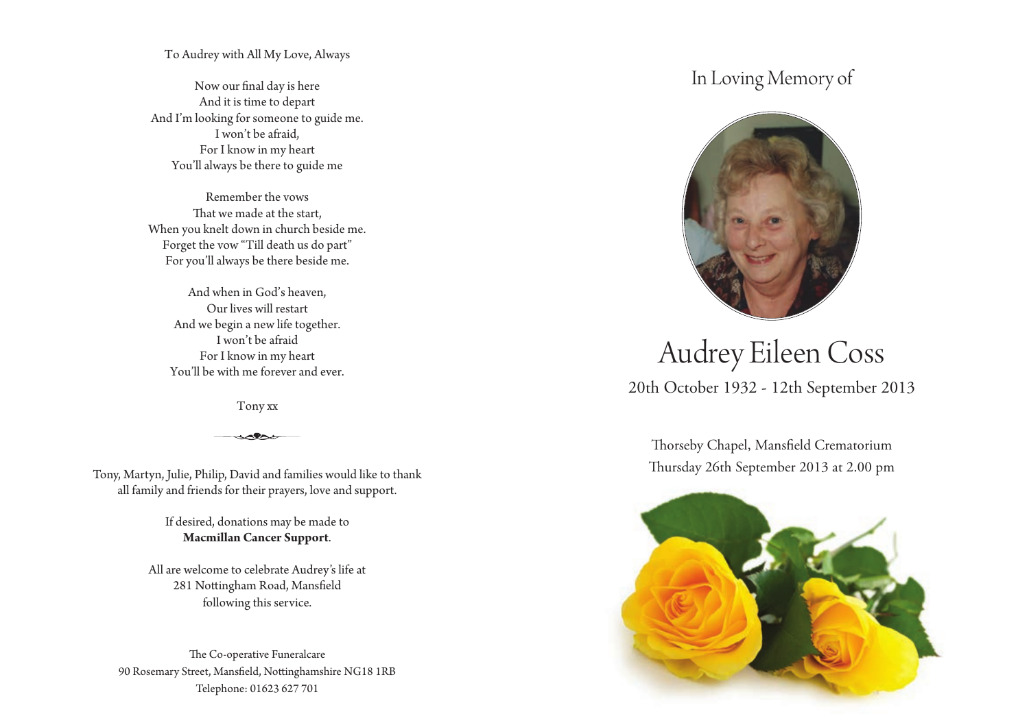To Audrey with All My Love, Always

Now our final day is here
And it is time to depart
And I'm looking for someone to guide me.
I won't be afraid,
For I know in my heart
You'll always be there to guide me

Remember the vows
That we made at the start,
When you knelt down in church beside me.
Forget the vow "Till death us do part"
For you'll always be there beside me.

And when in God's heaven,
Our lives will restart
And we begin a new life together.
I won't be afraid
For I know in my heart
You'll be with me forever and ever.

Tony xx

Tony, Martyn, Julie, Philip, David and families would like to thank all family and friends for their prayers, love and support.

If desired, donations may be made to **Macmillan Cancer Support**.

All are welcome to celebrate Audrey's life at
281 Nottingham Road, Mansfield
following this service.

The Co-operative Funeralcare
90 Rosemary Street, Mansfield, Nottinghamshire NG18 1RB
Telephone: 01623 627 701

In Loving Memory of

# Audrey Eileen Coss

20th October 1932 - 12th September 2013

Thorseby Chapel, Mansfield Crematorium
Thursday 26th September 2013 at 2.00 pm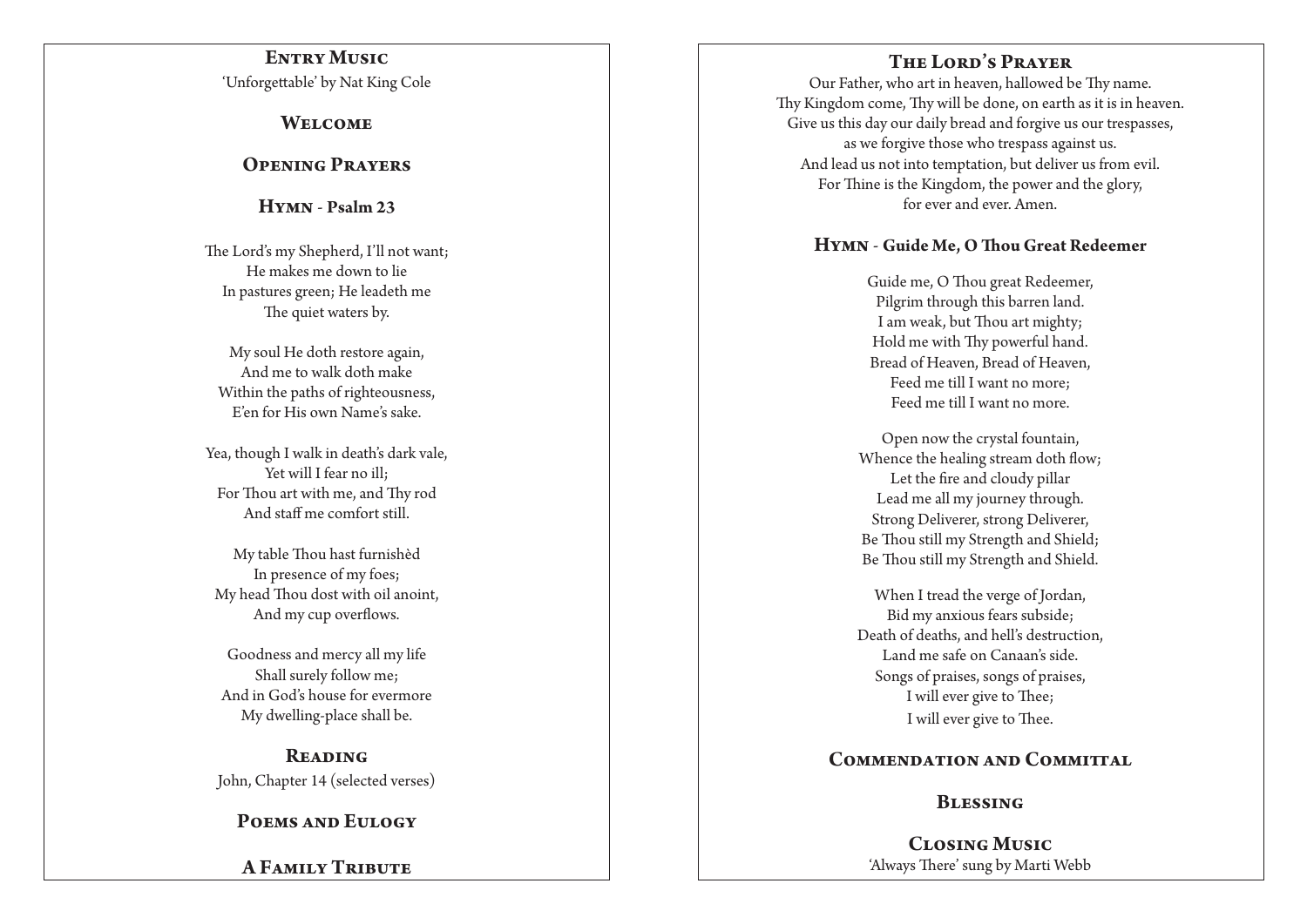## Entry Music

'Unforgettable' by Nat King Cole

## Welcome

## Opening Prayers

## Hymn - Psalm 23

The Lord's my Shepherd, I'll not want;
He makes me down to lie
In pastures green; He leadeth me
The quiet waters by.

My soul He doth restore again,
And me to walk doth make
Within the paths of righteousness,
E'en for His own Name's sake.

Yea, though I walk in death's dark vale,
Yet will I fear no ill;
For Thou art with me, and Thy rod
And staff me comfort still.

My table Thou hast furnishèd
In presence of my foes;
My head Thou dost with oil anoint,
And my cup overflows.

Goodness and mercy all my life
Shall surely follow me;
And in God's house for evermore
My dwelling-place shall be.

## Reading

John, Chapter 14 (selected verses)

## Poems and Eulogy

## A Family Tribute

## The Lord's Prayer

Our Father, who art in heaven, hallowed be Thy name.
Thy Kingdom come, Thy will be done, on earth as it is in heaven.
Give us this day our daily bread and forgive us our trespasses,
as we forgive those who trespass against us.
And lead us not into temptation, but deliver us from evil.
For Thine is the Kingdom, the power and the glory,
for ever and ever. Amen.

## Hymn - Guide Me, O Thou Great Redeemer

Guide me, O Thou great Redeemer,
Pilgrim through this barren land.
I am weak, but Thou art mighty;
Hold me with Thy powerful hand.
Bread of Heaven, Bread of Heaven,
Feed me till I want no more;
Feed me till I want no more.

Open now the crystal fountain,
Whence the healing stream doth flow;
Let the fire and cloudy pillar
Lead me all my journey through.
Strong Deliverer, strong Deliverer,
Be Thou still my Strength and Shield;
Be Thou still my Strength and Shield.

When I tread the verge of Jordan,
Bid my anxious fears subside;
Death of deaths, and hell's destruction,
Land me safe on Canaan's side.
Songs of praises, songs of praises,
I will ever give to Thee;
I will ever give to Thee.

## Commendation and Committal

## Blessing

## Closing Music

'Always There' sung by Marti Webb